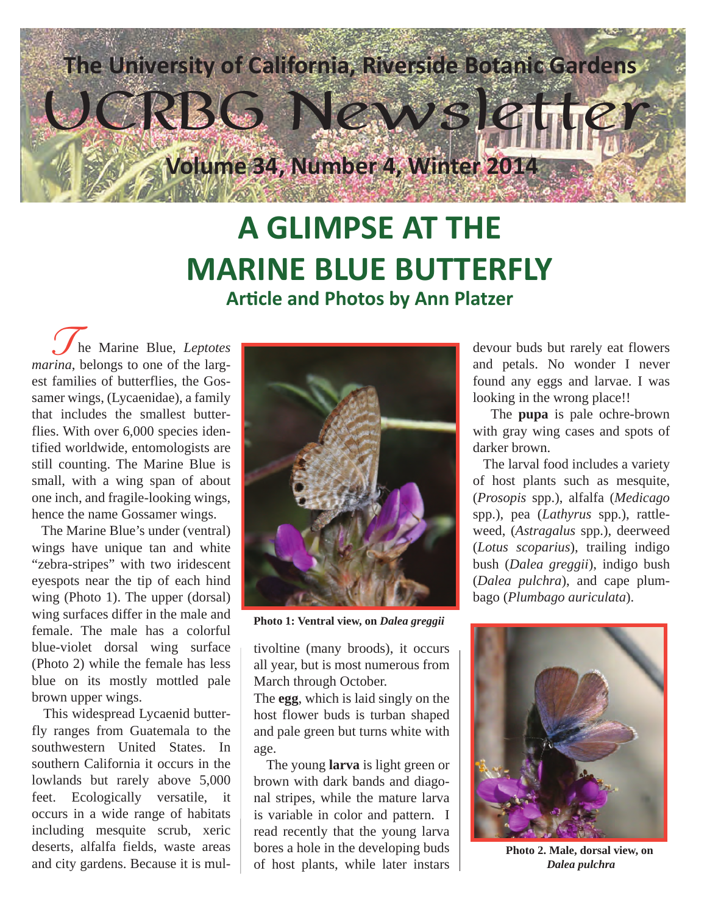The University of California, Riverside Botanic Gardens

# UCRBG Newsletter

Volume 34, Number 4, Winter 2014

## A GLIMPSE AT THE MARINE BLUE BUTTERFLY

### Article and Photos by Ann Platzer

The Marine Blue, *Leptotes marina*, belongs to one of the largest families of butterflies, the Gossamer wings, (Lycaenidae), a family that includes the smallest butterflies. With over 6,000 species identified worldwide, entomologists are still counting. The Marine Blue is small, with a wing span of about one inch, and fragile-looking wings, hence the name Gossamer wings.

The Marine Blue's under (ventral) wings have unique tan and white "zebra-stripes" with two iridescent eyespots near the tip of each hind wing (Photo 1). The upper (dorsal) wing surfaces differ in the male and female. The male has a colorful blue-violet dorsal wing surface (Photo 2) while the female has less blue on its mostly mottled pale brown upper wings.

This widespread Lycaenid butterfly ranges from Guatemala to the southwestern United States. In southern California it occurs in the lowlands but rarely above 5,000 feet. Ecologically versatile, it occurs in a wide range of habitats including mesquite scrub, xeric deserts, alfalfa fields, waste areas and city gardens. Because it is multivoltine (many broods), it occurs all year, but is most numerous from March through October.

**Photo 1: Ventral view, on *Dalea greggii***

The **egg**, which is laid singly on the host flower buds is turban shaped and pale green but turns white with age.

The young **larva** is light green or brown with dark bands and diagonal stripes, while the mature larva is variable in color and pattern. I read recently that the young larva bores a hole in the developing buds of host plants, while later instars devour buds but rarely eat flowers and petals. No wonder I never found any eggs and larvae. I was looking in the wrong place!!

The **pupa** is pale ochre-brown with gray wing cases and spots of darker brown.

The larval food includes a variety of host plants such as mesquite, (*Prosopis* spp.), alfalfa (*Medicago* spp.), pea (*Lathyrus* spp.), rattleweed, (*Astragalus* spp.), deerweed (*Lotus scoparius*), trailing indigo bush (*Dalea greggii*), indigo bush (*Dalea pulchra*), and cape plumbago (*Plumbago auriculata*).

**Photo 2. Male, dorsal view, on *Dalea pulchra***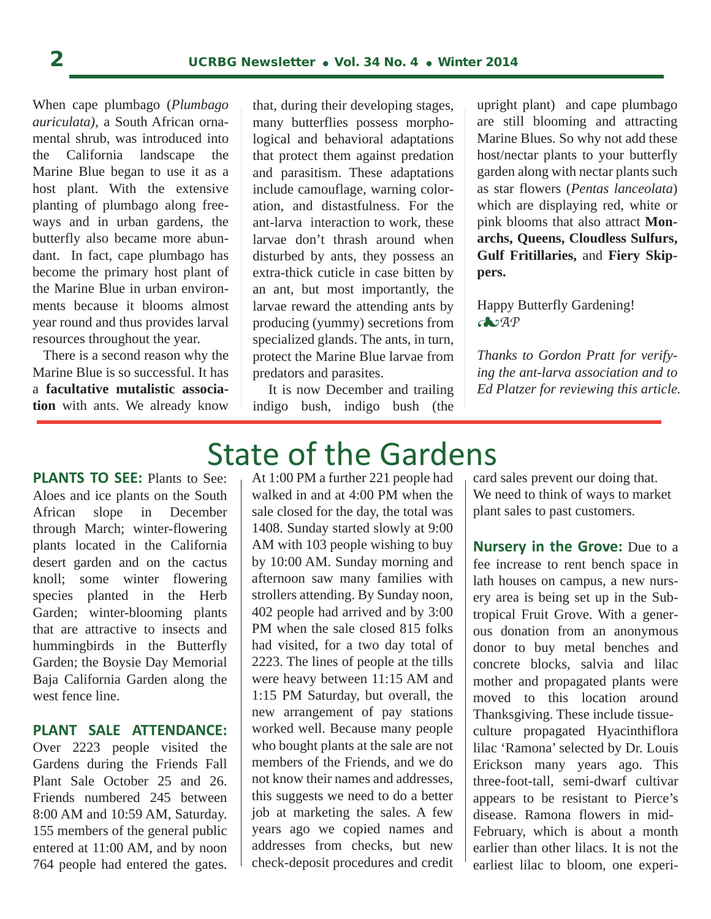When cape plumbago (*Plumbago auriculata)*, a South African ornamental shrub, was introduced into the California landscape the Marine Blue began to use it as a host plant. With the extensive planting of plumbago along freeways and in urban gardens, the butterfly also became more abundant. In fact, cape plumbago has become the primary host plant of the Marine Blue in urban environments because it blooms almost year round and thus provides larval resources throughout the year.

There is a second reason why the Marine Blue is so successful. It has a **facultative mutalistic association** with ants. We already know that, during their developing stages, many butterflies possess morphological and behavioral adaptations that protect them against predation and parasitism. These adaptations include camouflage, warning coloration, and distastfulness. For the ant-larva interaction to work, these larvae don't thrash around when disturbed by ants, they possess an extra-thick cuticle in case bitten by an ant, but most importantly, the larvae reward the attending ants by producing (yummy) secretions from specialized glands. The ants, in turn, protect the Marine Blue larvae from predators and parasites.

It is now December and trailing indigo bush, indigo bush (the upright plant) and cape plumbago are still blooming and attracting Marine Blues. So why not add these host/nectar plants to your butterfly garden along with nectar plants such as star flowers (*Pentas lanceolata*) which are displaying red, white or pink blooms that also attract **Monarchs, Queens, Cloudless Sulfurs, Gulf Fritillaries,** and **Fiery Skippers.**

Happy Butterfly Gardening!
❧*AP*

*Thanks to Gordon Pratt for verifying the ant-larva association and to Ed Platzer for reviewing this article.*

# State of the Gardens

**PLANTS TO SEE:** Plants to See: Aloes and ice plants on the South African slope in December through March; winter-flowering plants located in the California desert garden and on the cactus knoll; some winter flowering species planted in the Herb Garden; winter-blooming plants that are attractive to insects and hummingbirds in the Butterfly Garden; the Boysie Day Memorial Baja California Garden along the west fence line.

**PLANT SALE ATTENDANCE:** Over 2223 people visited the Gardens during the Friends Fall Plant Sale October 25 and 26. Friends numbered 245 between 8:00 AM and 10:59 AM, Saturday. 155 members of the general public entered at 11:00 AM, and by noon 764 people had entered the gates. At 1:00 PM a further 221 people had walked in and at 4:00 PM when the sale closed for the day, the total was 1408. Sunday started slowly at 9:00 AM with 103 people wishing to buy by 10:00 AM. Sunday morning and afternoon saw many families with strollers attending. By Sunday noon, 402 people had arrived and by 3:00 PM when the sale closed 815 folks had visited, for a two day total of 2223. The lines of people at the tills were heavy between 11:15 AM and 1:15 PM Saturday, but overall, the new arrangement of pay stations worked well. Because many people who bought plants at the sale are not members of the Friends, and we do not know their names and addresses, this suggests we need to do a better job at marketing the sales. A few years ago we copied names and addresses from checks, but new check-deposit procedures and credit card sales prevent our doing that. We need to think of ways to market plant sales to past customers.

**Nursery in the Grove:** Due to a fee increase to rent bench space in lath houses on campus, a new nursery area is being set up in the Subtropical Fruit Grove. With a generous donation from an anonymous donor to buy metal benches and concrete blocks, salvia and lilac mother and propagated plants were moved to this location around Thanksgiving. These include tissue-culture propagated Hyacinthiflora lilac 'Ramona' selected by Dr. Louis Erickson many years ago. This three-foot-tall, semi-dwarf cultivar appears to be resistant to Pierce's disease. Ramona flowers in mid-February, which is about a month earlier than other lilacs. It is not the earliest lilac to bloom, one experi-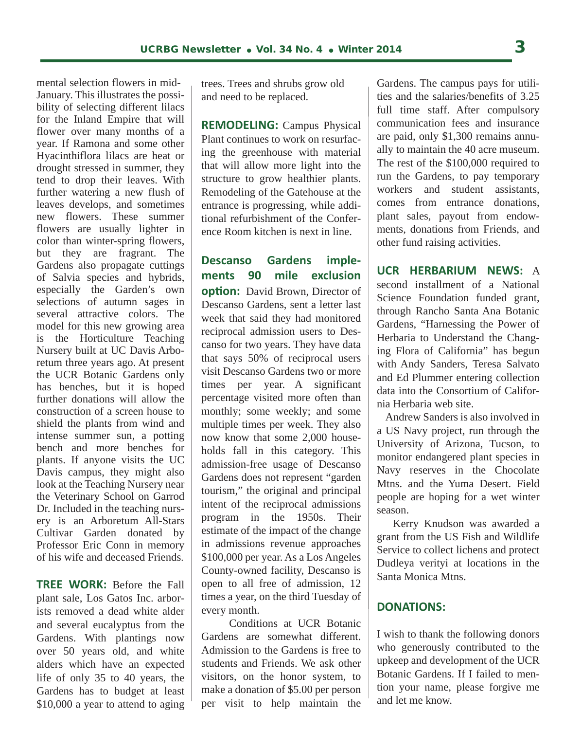mental selection flowers in mid-January. This illustrates the possibility of selecting different lilacs for the Inland Empire that will flower over many months of a year. If Ramona and some other Hyacinthiflora lilacs are heat or drought stressed in summer, they tend to drop their leaves. With further watering a new flush of leaves develops, and sometimes new flowers. These summer flowers are usually lighter in color than winter-spring flowers, but they are fragrant. The Gardens also propagate cuttings of Salvia species and hybrids, especially the Garden's own selections of autumn sages in several attractive colors. The model for this new growing area is the Horticulture Teaching Nursery built at UC Davis Arboretum three years ago. At present the UCR Botanic Gardens only has benches, but it is hoped further donations will allow the construction of a screen house to shield the plants from wind and intense summer sun, a potting bench and more benches for plants. If anyone visits the UC Davis campus, they might also look at the Teaching Nursery near the Veterinary School on Garrod Dr. Included in the teaching nursery is an Arboretum All-Stars Cultivar Garden donated by Professor Eric Conn in memory of his wife and deceased Friends.

**TREE WORK:** Before the Fall plant sale, Los Gatos Inc. arborists removed a dead white alder and several eucalyptus from the Gardens. With plantings now over 50 years old, and white alders which have an expected life of only 35 to 40 years, the Gardens has to budget at least $10,000 a year to attend to aging trees. Trees and shrubs grow old and need to be replaced.

**REMODELING:** Campus Physical Plant continues to work on resurfacing the greenhouse with material that will allow more light into the structure to grow healthier plants. Remodeling of the Gatehouse at the entrance is progressing, while additional refurbishment of the Conference Room kitchen is next in line.

**Descanso Gardens implements 90 mile exclusion option:** David Brown, Director of Descanso Gardens, sent a letter last week that said they had monitored reciprocal admission users to Descanso for two years. They have data that says 50% of reciprocal users visit Descanso Gardens two or more times per year. A significant percentage visited more often than monthly; some weekly; and some multiple times per week. They also now know that some 2,000 households fall in this category. This admission-free usage of Descanso Gardens does not represent "garden tourism," the original and principal intent of the reciprocal admissions program in the 1950s. Their estimate of the impact of the change in admissions revenue approaches $100,000 per year. As a Los Angeles County-owned facility, Descanso is open to all free of admission, 12 times a year, on the third Tuesday of every month.

Conditions at UCR Botanic Gardens are somewhat different. Admission to the Gardens is free to students and Friends. We ask other visitors, on the honor system, to make a donation of $5.00 per person per visit to help maintain the Gardens. The campus pays for utilities and the salaries/benefits of 3.25 full time staff. After compulsory communication fees and insurance are paid, only $1,300 remains annually to maintain the 40 acre museum. The rest of the $100,000 required to run the Gardens, to pay temporary workers and student assistants, comes from entrance donations, plant sales, payout from endowments, donations from Friends, and other fund raising activities.

**UCR HERBARIUM NEWS:** A second installment of a National Science Foundation funded grant, through Rancho Santa Ana Botanic Gardens, "Harnessing the Power of Herbaria to Understand the Changing Flora of California" has begun with Andy Sanders, Teresa Salvato and Ed Plummer entering collection data into the Consortium of California Herbaria web site.

Andrew Sanders is also involved in a US Navy project, run through the University of Arizona, Tucson, to monitor endangered plant species in Navy reserves in the Chocolate Mtns. and the Yuma Desert. Field people are hoping for a wet winter season.

Kerry Knudson was awarded a grant from the US Fish and Wildlife Service to collect lichens and protect Dudleya verityi at locations in the Santa Monica Mtns.

**DONATIONS:**

I wish to thank the following donors who generously contributed to the upkeep and development of the UCR Botanic Gardens. If I failed to mention your name, please forgive me and let me know.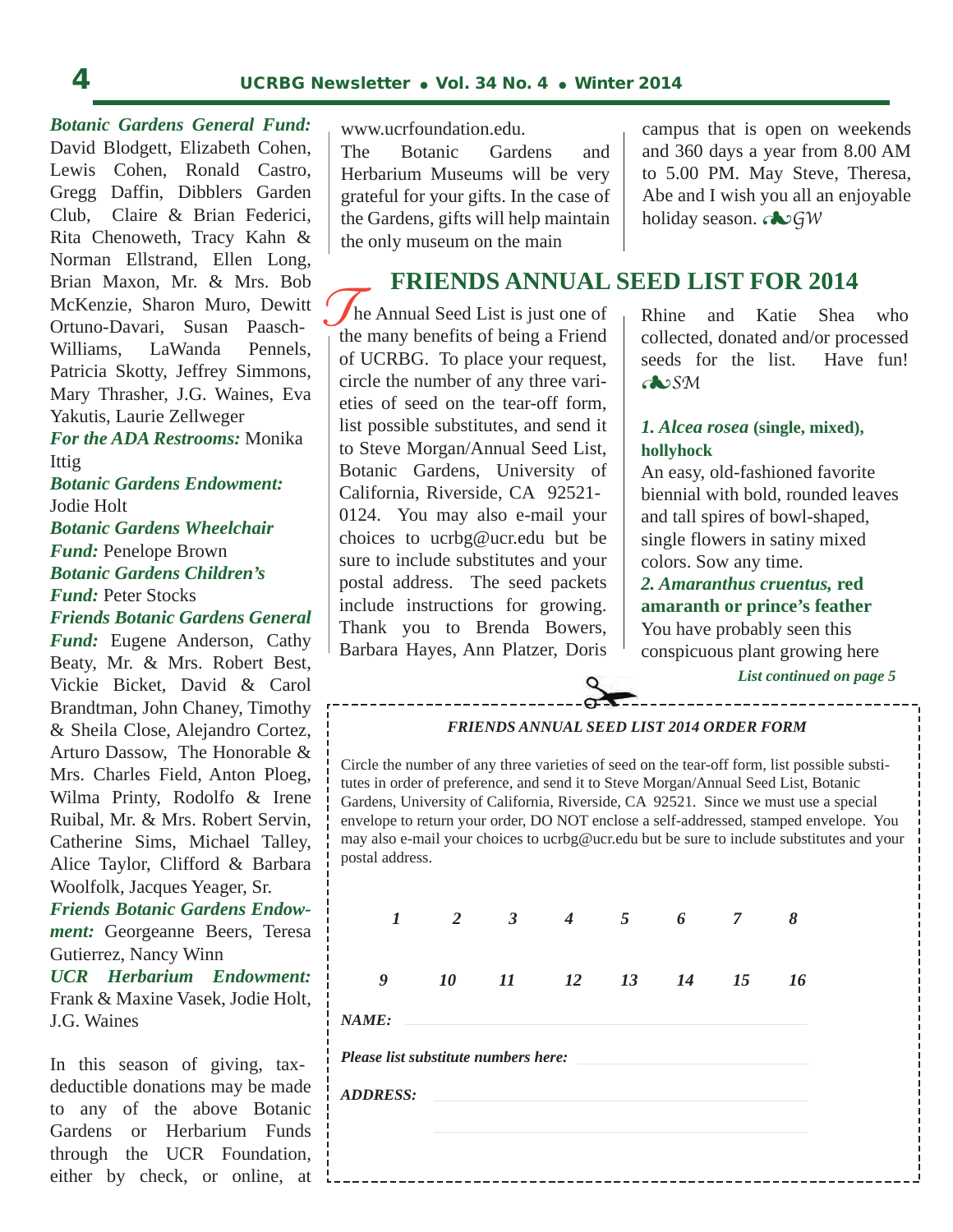***Botanic Gardens General Fund:*** David Blodgett, Elizabeth Cohen, Lewis Cohen, Ronald Castro, Gregg Daffin, Dibblers Garden Club, Claire & Brian Federici, Rita Chenoweth, Tracy Kahn & Norman Ellstrand, Ellen Long, Brian Maxon, Mr. & Mrs. Bob McKenzie, Sharon Muro, Dewitt Ortuno-Davari, Susan Paasch-Williams, LaWanda Pennels, Patricia Skotty, Jeffrey Simmons, Mary Thrasher, J.G. Waines, Eva Yakutis, Laurie Zellweger

***For the ADA Restrooms:*** Monika Ittig

***Botanic Gardens Endowment:*** Jodie Holt

***Botanic Gardens Wheelchair Fund:*** Penelope Brown

***Botanic Gardens Children's Fund:*** Peter Stocks

***Friends Botanic Gardens General Fund:*** Eugene Anderson, Cathy Beaty, Mr. & Mrs. Robert Best, Vickie Bicket, David & Carol Brandtman, John Chaney, Timothy & Sheila Close, Alejandro Cortez, Arturo Dassow, The Honorable & Mrs. Charles Field, Anton Ploeg, Wilma Printy, Rodolfo & Irene Ruibal, Mr. & Mrs. Robert Servin, Catherine Sims, Michael Talley, Alice Taylor, Clifford & Barbara Woolfolk, Jacques Yeager, Sr.

***Friends Botanic Gardens Endowment:*** Georgeanne Beers, Teresa Gutierrez, Nancy Winn

***UCR Herbarium Endowment:*** Frank & Maxine Vasek, Jodie Holt, J.G. Waines

In this season of giving, tax-deductible donations may be made to any of the above Botanic Gardens or Herbarium Funds through the UCR Foundation, either by check, or online, at www.ucrfoundation.edu.

The Botanic Gardens and Herbarium Museums will be very grateful for your gifts. In the case of the Gardens, gifts will help maintain the only museum on the main campus that is open on weekends and 360 days a year from 8.00 AM to 5.00 PM. May Steve, Theresa, Abe and I wish you all an enjoyable holiday season. *GW*

## FRIENDS ANNUAL SEED LIST FOR 2014

The Annual Seed List is just one of the many benefits of being a Friend of UCRBG. To place your request, circle the number of any three varieties of seed on the tear-off form, list possible substitutes, and send it to Steve Morgan/Annual Seed List, Botanic Gardens, University of California, Riverside, CA 92521-0124. You may also e-mail your choices to ucrbg@ucr.edu but be sure to include substitutes and your postal address. The seed packets include instructions for growing. Thank you to Brenda Bowers, Barbara Hayes, Ann Platzer, Doris Rhine and Katie Shea who collected, donated and/or processed seeds for the list. Have fun! *SM*

***1. Alcea rosea* (single, mixed), hollyhock**

An easy, old-fashioned favorite biennial with bold, rounded leaves and tall spires of bowl-shaped, single flowers in satiny mixed colors. Sow any time.

***2. Amaranthus cruentus,* red amaranth or prince's feather**

You have probably seen this conspicuous plant growing here

*List continued on page 5*

---

***FRIENDS ANNUAL SEED LIST 2014 ORDER FORM***

Circle the number of any three varieties of seed on the tear-off form, list possible substitutes in order of preference, and send it to Steve Morgan/Annual Seed List, Botanic Gardens, University of California, Riverside, CA 92521. Since we must use a special envelope to return your order, DO NOT enclose a self-addressed, stamped envelope. You may also e-mail your choices to ucrbg@ucr.edu but be sure to include substitutes and your postal address.

*1 2 3 4 5 6 7 8*

*9 10 11 12 13 14 15 16*

***NAME:*** \_\_\_\_\_\_\_\_\_\_\_\_\_\_\_\_\_\_\_\_

***Please list substitute numbers here:*** \_\_\_\_\_\_\_\_\_\_\_\_\_\_\_\_\_\_\_\_

***ADDRESS:*** \_\_\_\_\_\_\_\_\_\_\_\_\_\_\_\_\_\_\_\_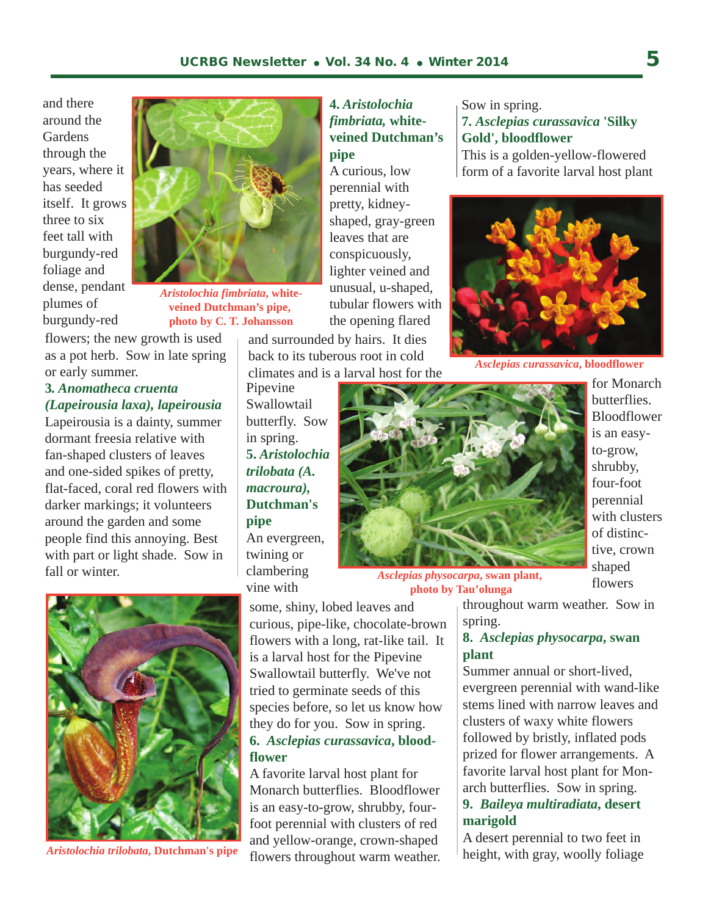and there around the Gardens through the years, where it has seeded itself. It grows three to six feet tall with burgundy-red foliage and dense, pendant plumes of burgundy-red flowers; the new growth is used as a pot herb. Sow in late spring or early summer.

*Aristolochia fimbriata*, **white-veined Dutchman's pipe, photo by C. T. Johansson**

**3. *Anomatheca cruenta (Lapeirousia laxa)*, lapeirousia**

Lapeirousia is a dainty, summer dormant freesia relative with fan-shaped clusters of leaves and one-sided spikes of pretty, flat-faced, coral red flowers with darker markings; it volunteers around the garden and some people find this annoying. Best with part or light shade. Sow in fall or winter.

*Aristolochia trilobata*, **Dutchman's pipe**

**4. *Aristolochia fimbriata*, white-veined Dutchman's pipe**

A curious, low perennial with pretty, kidney-shaped, gray-green leaves that are conspicuously, lighter veined and unusual, u-shaped, tubular flowers with the opening flared and surrounded by hairs. It dies back to its tuberous root in cold climates and is a larval host for the Pipevine Swallowtail butterfly. Sow in spring.

**5. *Aristolochia trilobata (A. macroura)*, Dutchman's pipe**

An evergreen, twining or clambering vine with some, shiny, lobed leaves and curious, pipe-like, chocolate-brown flowers with a long, rat-like tail. It is a larval host for the Pipevine Swallowtail butterfly. We've not tried to germinate seeds of this species before, so let us know how they do for you. Sow in spring.

*Asclepias physocarpa*, **swan plant, photo by Tau'olunga**

**6. *Asclepias curassavica*, blood-flower**

A favorite larval host plant for Monarch butterflies. Bloodflower is an easy-to-grow, shrubby, four-foot perennial with clusters of red and yellow-orange, crown-shaped flowers throughout warm weather. Sow in spring.

**7. *Asclepias curassavica* 'Silky Gold', bloodflower**

This is a golden-yellow-flowered form of a favorite larval host plant for Monarch butterflies. Bloodflower is an easy-to-grow, shrubby, four-foot perennial with clusters of distinctive, crown shaped flowers throughout warm weather. Sow in spring.

*Asclepias curassavica*, **bloodflower**

**8. *Asclepias physocarpa*, swan plant**

Summer annual or short-lived, evergreen perennial with wand-like stems lined with narrow leaves and clusters of waxy white flowers followed by bristly, inflated pods prized for flower arrangements. A favorite larval host plant for Monarch butterflies. Sow in spring.

**9. *Baileya multiradiata*, desert marigold**

A desert perennial to two feet in height, with gray, woolly foliage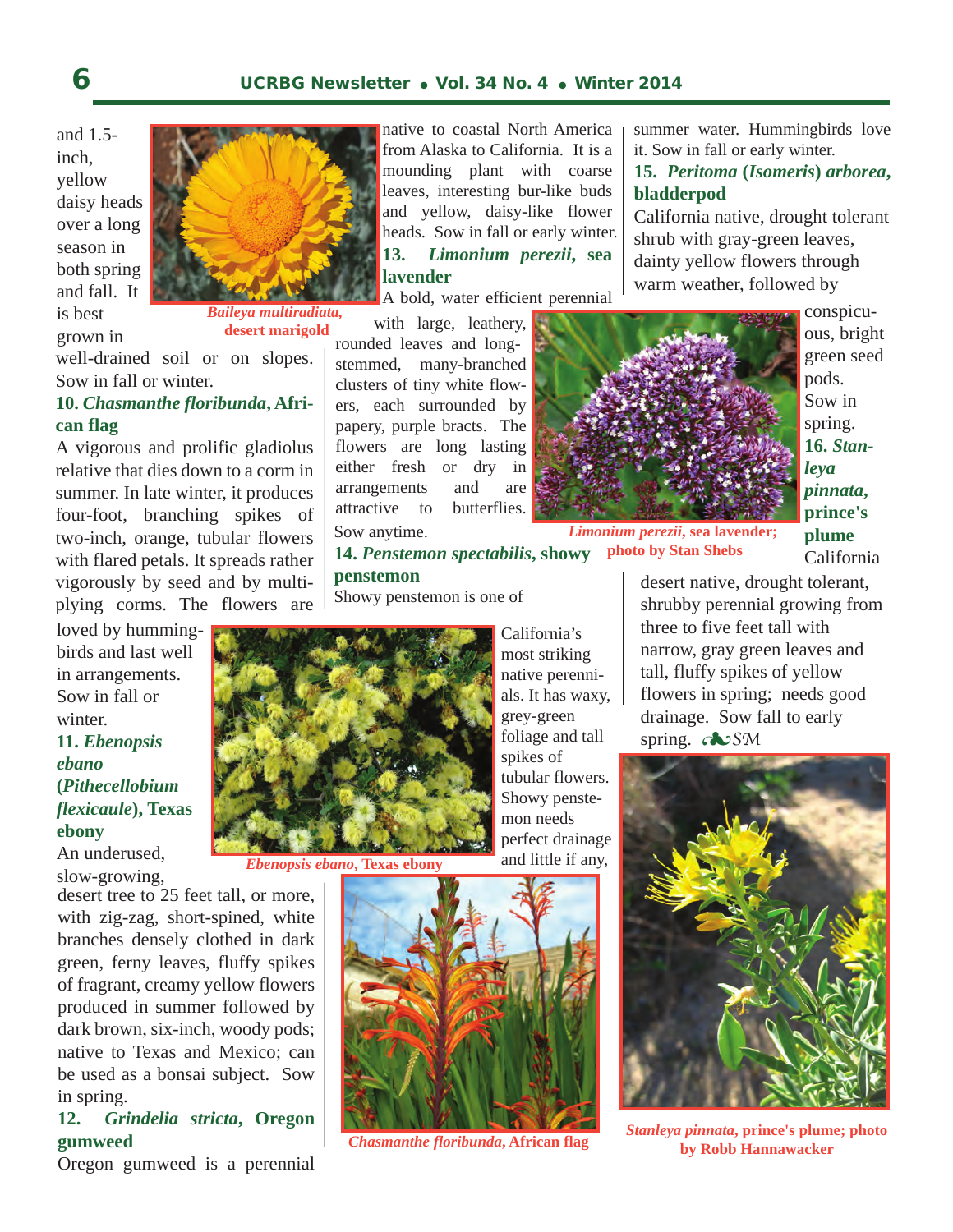and 1.5-inch, yellow daisy heads over a long season in both spring and fall. It is best grown in well-drained soil or on slopes. Sow in fall or winter.

*Baileya multiradiata*, desert marigold

**10. *Chasmanthe floribunda*, African flag**

A vigorous and prolific gladiolus relative that dies down to a corm in summer. In late winter, it produces four-foot, branching spikes of two-inch, orange, tubular flowers with flared petals. It spreads rather vigorously by seed and by multiplying corms. The flowers are loved by hummingbirds and last well in arrangements. Sow in fall or winter.

**11. *Ebenopsis ebano* (*Pithecellobium flexicaule*), Texas ebony**

An underused, slow-growing, desert tree to 25 feet tall, or more, with zig-zag, short-spined, white branches densely clothed in dark green, ferny leaves, fluffy spikes of fragrant, creamy yellow flowers produced in summer followed by dark brown, six-inch, woody pods; native to Texas and Mexico; can be used as a bonsai subject. Sow in spring.

*Ebenopsis ebano*, Texas ebony

**12. *Grindelia stricta*, Oregon gumweed**

Oregon gumweed is a perennial native to coastal North America from Alaska to California. It is a mounding plant with coarse leaves, interesting bur-like buds and yellow, daisy-like flower heads. Sow in fall or early winter.

**13. *Limonium perezii*, sea lavender**

A bold, water efficient perennial with large, leathery, rounded leaves and long-stemmed, many-branched clusters of tiny white flowers, each surrounded by papery, purple bracts. The flowers are long lasting either fresh or dry in arrangements and are attractive to butterflies. Sow anytime.

*Limonium perezii*, sea lavender; photo by Stan Shebs

**14. *Penstemon spectabilis*, showy penstemon**

Showy penstemon is one of California's most striking native perennials. It has waxy, grey-green foliage and tall spikes of tubular flowers. Showy penstemon needs perfect drainage and little if any, summer water. Hummingbirds love it. Sow in fall or early winter.

*Chasmanthe floribunda*, African flag

**15. *Peritoma* (*Isomeris*) *arborea*, bladderpod**

California native, drought tolerant shrub with gray-green leaves, dainty yellow flowers through warm weather, followed by conspicuous, bright green seed pods. Sow in spring.

**16. *Stanleya pinnata*, prince's plume**

California desert native, drought tolerant, shrubby perennial growing from three to five feet tall with narrow, gray green leaves and tall, fluffy spikes of yellow flowers in spring; needs good drainage. Sow fall to early spring. *SM*

*Stanleya pinnata*, prince's plume; photo by Robb Hannawacker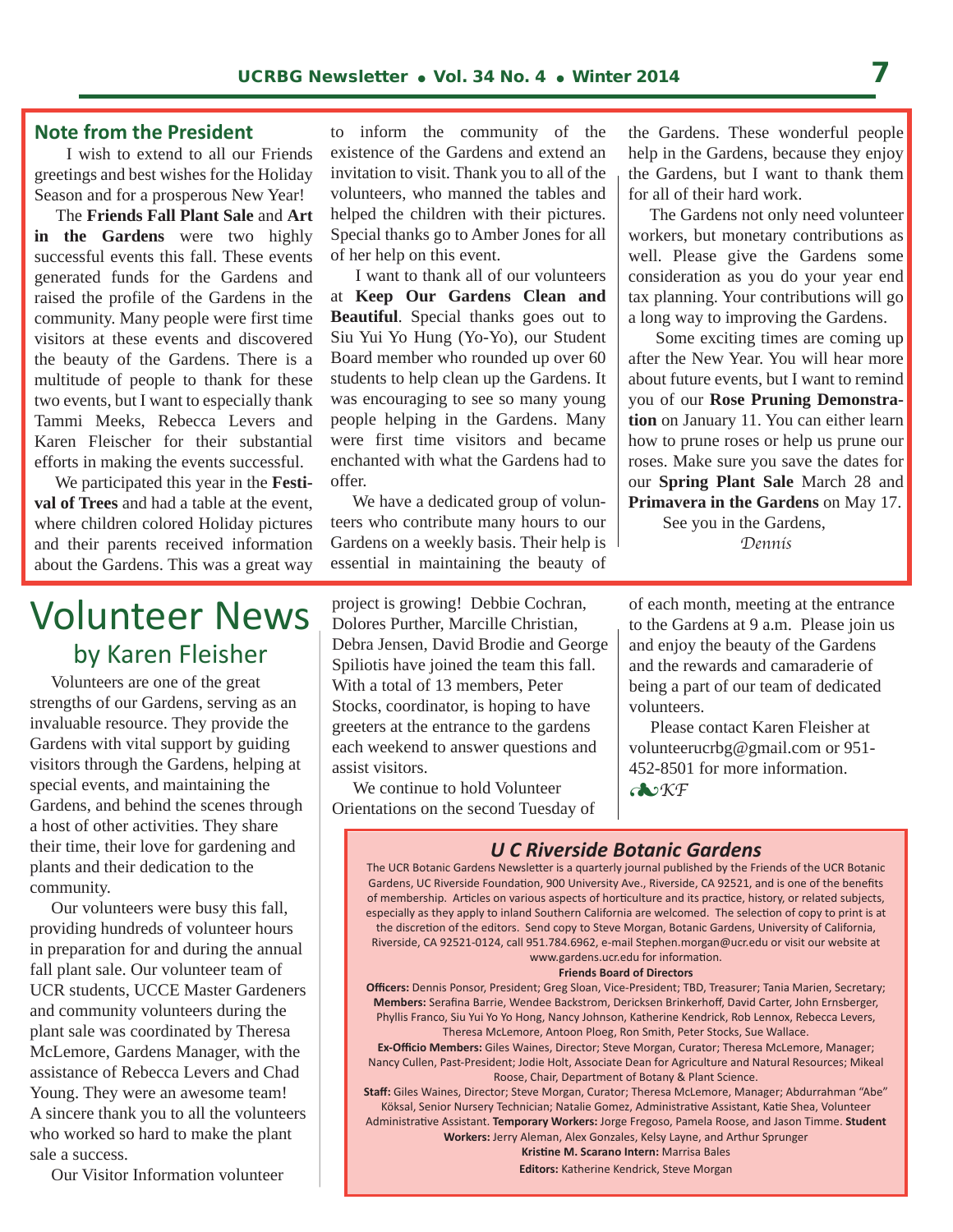## Note from the President

I wish to extend to all our Friends greetings and best wishes for the Holiday Season and for a prosperous New Year!

The **Friends Fall Plant Sale** and **Art in the Gardens** were two highly successful events this fall. These events generated funds for the Gardens and raised the profile of the Gardens in the community. Many people were first time visitors at these events and discovered the beauty of the Gardens. There is a multitude of people to thank for these two events, but I want to especially thank Tammi Meeks, Rebecca Levers and Karen Fleischer for their substantial efforts in making the events successful.

We participated this year in the **Festival of Trees** and had a table at the event, where children colored Holiday pictures and their parents received information about the Gardens. This was a great way to inform the community of the existence of the Gardens and extend an invitation to visit. Thank you to all of the volunteers, who manned the tables and helped the children with their pictures. Special thanks go to Amber Jones for all of her help on this event.

I want to thank all of our volunteers at **Keep Our Gardens Clean and Beautiful**. Special thanks goes out to Siu Yui Yo Hung (Yo-Yo), our Student Board member who rounded up over 60 students to help clean up the Gardens. It was encouraging to see so many young people helping in the Gardens. Many were first time visitors and became enchanted with what the Gardens had to offer.

We have a dedicated group of volunteers who contribute many hours to our Gardens on a weekly basis. Their help is essential in maintaining the beauty of the Gardens. These wonderful people help in the Gardens, because they enjoy the Gardens, but I want to thank them for all of their hard work.

The Gardens not only need volunteer workers, but monetary contributions as well. Please give the Gardens some consideration as you do your year end tax planning. Your contributions will go a long way to improving the Gardens.

Some exciting times are coming up after the New Year. You will hear more about future events, but I want to remind you of our **Rose Pruning Demonstration** on January 11. You can either learn how to prune roses or help us prune our roses. Make sure you save the dates for our **Spring Plant Sale** March 28 and **Primavera in the Gardens** on May 17.

See you in the Gardens,

*Dennis*

# Volunteer News
## by Karen Fleisher

Volunteers are one of the great strengths of our Gardens, serving as an invaluable resource. They provide the Gardens with vital support by guiding visitors through the Gardens, helping at special events, and maintaining the Gardens, and behind the scenes through a host of other activities. They share their time, their love for gardening and plants and their dedication to the community.

Our volunteers were busy this fall, providing hundreds of volunteer hours in preparation for and during the annual fall plant sale. Our volunteer team of UCR students, UCCE Master Gardeners and community volunteers during the plant sale was coordinated by Theresa McLemore, Gardens Manager, with the assistance of Rebecca Levers and Chad Young. They were an awesome team! A sincere thank you to all the volunteers who worked so hard to make the plant sale a success.

Our Visitor Information volunteer project is growing! Debbie Cochran, Dolores Purther, Marcille Christian, Debra Jensen, David Brodie and George Spiliotis have joined the team this fall. With a total of 13 members, Peter Stocks, coordinator, is hoping to have greeters at the entrance to the gardens each weekend to answer questions and assist visitors.

We continue to hold Volunteer Orientations on the second Tuesday of each month, meeting at the entrance to the Gardens at 9 a.m. Please join us and enjoy the beauty of the Gardens and the rewards and camaraderie of being a part of our team of dedicated volunteers.

Please contact Karen Fleisher at volunteerucrbg@gmail.com or 951-452-8501 for more information.

❧*KF*

### *U C Riverside Botanic Gardens*

The UCR Botanic Gardens Newsletter is a quarterly journal published by the Friends of the UCR Botanic Gardens, UC Riverside Foundation, 900 University Ave., Riverside, CA 92521, and is one of the benefits of membership. Articles on various aspects of horticulture and its practice, history, or related subjects, especially as they apply to inland Southern California are welcomed. The selection of copy to print is at the discretion of the editors. Send copy to Steve Morgan, Botanic Gardens, University of California, Riverside, CA 92521-0124, call 951.784.6962, e-mail Stephen.morgan@ucr.edu or visit our website at www.gardens.ucr.edu for information.

**Friends Board of Directors**

**Officers:** Dennis Ponsor, President; Greg Sloan, Vice-President; TBD, Treasurer; Tania Marien, Secretary; **Members:** Serafina Barrie, Wendee Backstrom, Dericksen Brinkerhoff, David Carter, John Ernsberger, Phyllis Franco, Siu Yui Yo Yo Hong, Nancy Johnson, Katherine Kendrick, Rob Lennox, Rebecca Levers, Theresa McLemore, Antoon Ploeg, Ron Smith, Peter Stocks, Sue Wallace.

**Ex-Officio Members:** Giles Waines, Director; Steve Morgan, Curator; Theresa McLemore, Manager; Nancy Cullen, Past-President; Jodie Holt, Associate Dean for Agriculture and Natural Resources; Mikeal Roose, Chair, Department of Botany & Plant Science.

**Staff:** Giles Waines, Director; Steve Morgan, Curator; Theresa McLemore, Manager; Abdurrahman "Abe" Köksal, Senior Nursery Technician; Natalie Gomez, Administrative Assistant, Katie Shea, Volunteer Administrative Assistant. **Temporary Workers:** Jorge Fregoso, Pamela Roose, and Jason Timme. **Student Workers:** Jerry Aleman, Alex Gonzales, Kelsy Layne, and Arthur Sprunger

**Kristine M. Scarano Intern:** Marrisa Bales

**Editors:** Katherine Kendrick, Steve Morgan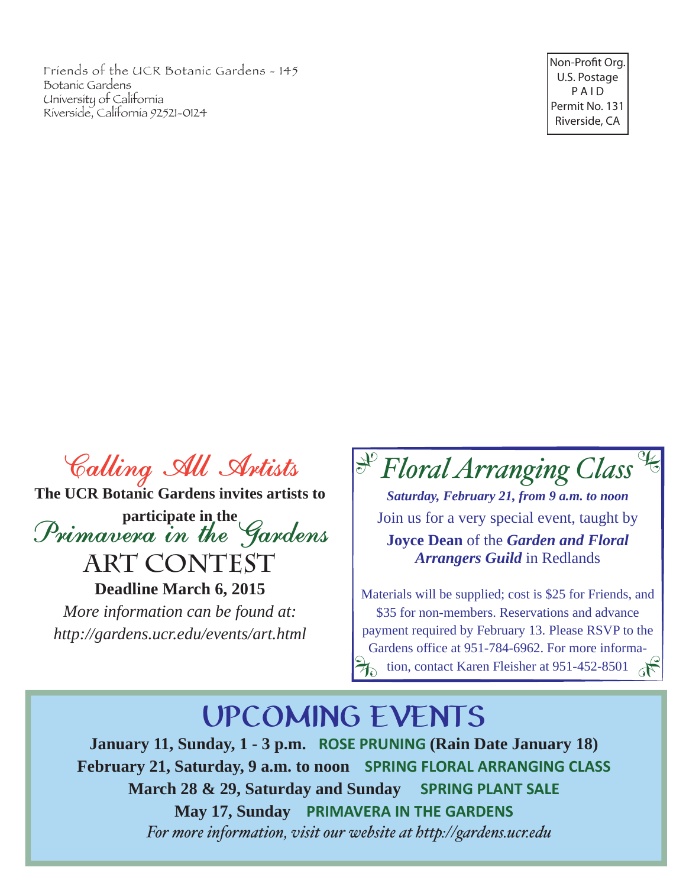Friends of the UCR Botanic Gardens - 145
Botanic Gardens
University of California
Riverside, California 92521-0124

Non-Profit Org.
U.S. Postage
PAID
Permit No. 131
Riverside, CA

## Calling All Artists

**The UCR Botanic Gardens invites artists to participate in the**

## Primavera in the Gardens

## ART CONTEST

**Deadline March 6, 2015**

*More information can be found at:*
*http://gardens.ucr.edu/events/art.html*

## Floral Arranging Class

***Saturday, February 21, from 9 a.m. to noon***

Join us for a very special event, taught by **Joyce Dean** of the ***Garden and Floral Arrangers Guild*** in Redlands

Materials will be supplied; cost is $25 for Friends, and $35 for non-members. Reservations and advance payment required by February 13. Please RSVP to the Gardens office at 951-784-6962. For more information, contact Karen Fleisher at 951-452-8501

## UPCOMING EVENTS

**January 11, Sunday, 1 - 3 p.m.** ROSE PRUNING **(Rain Date January 18)**
**February 21, Saturday, 9 a.m. to noon** SPRING FLORAL ARRANGING CLASS
**March 28 & 29, Saturday and Sunday** SPRING PLANT SALE
**May 17, Sunday** PRIMAVERA IN THE GARDENS

*For more information, visit our website at http://gardens.ucr.edu*